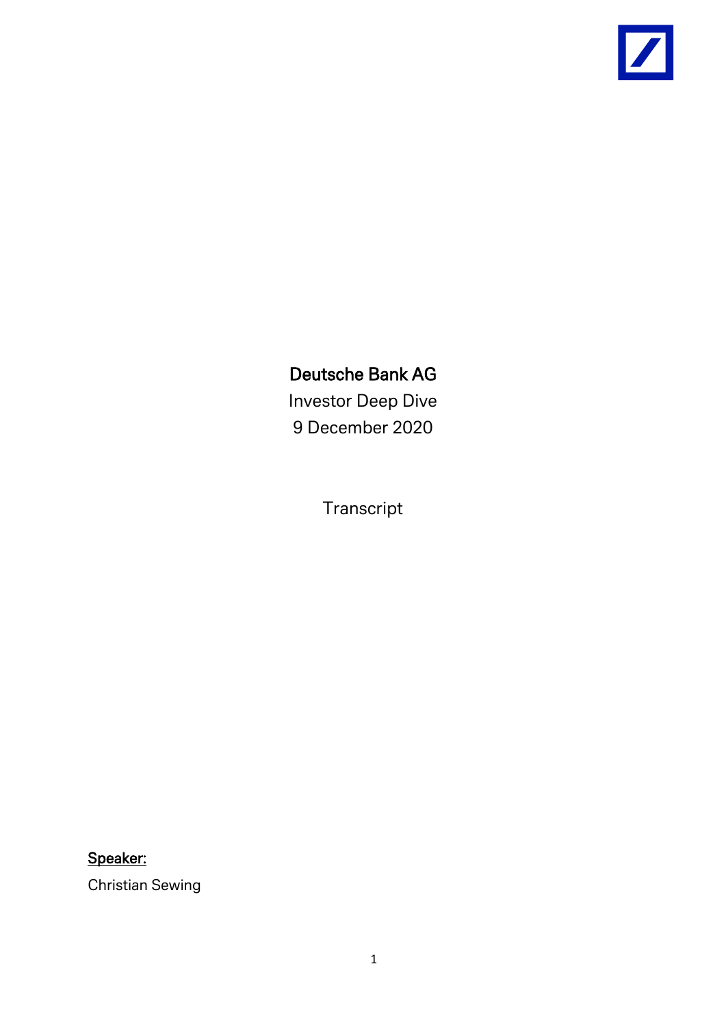# Deutsche Bank AG

Investor Deep Dive

9 December 2020

Transcript

**Speaker:**

Christian Sewing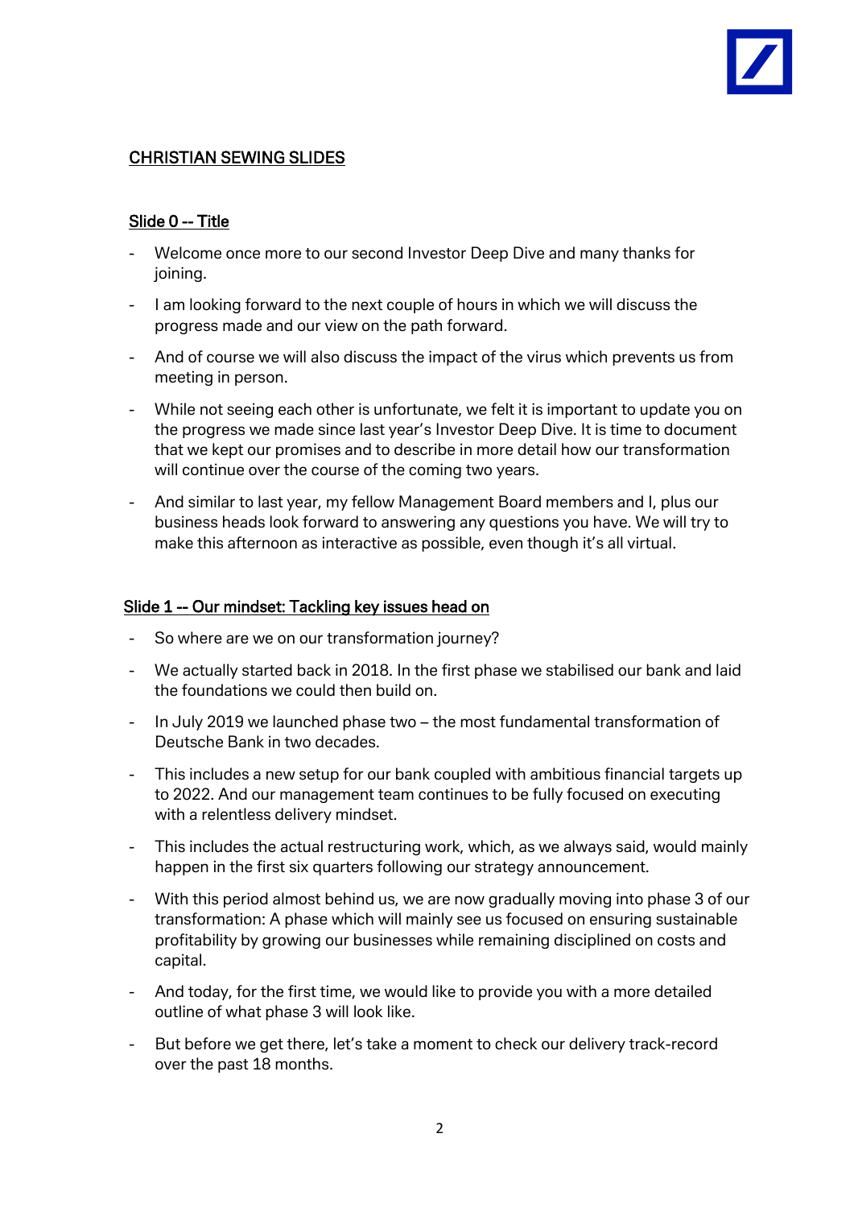## CHRISTIAN SEWING SLIDES

### Slide 0 -- Title

- Welcome once more to our second Investor Deep Dive and many thanks for joining.
- I am looking forward to the next couple of hours in which we will discuss the progress made and our view on the path forward.
- And of course we will also discuss the impact of the virus which prevents us from meeting in person.
- While not seeing each other is unfortunate, we felt it is important to update you on the progress we made since last year's Investor Deep Dive. It is time to document that we kept our promises and to describe in more detail how our transformation will continue over the course of the coming two years.
- And similar to last year, my fellow Management Board members and I, plus our business heads look forward to answering any questions you have. We will try to make this afternoon as interactive as possible, even though it's all virtual.

### Slide 1 -- Our mindset: Tackling key issues head on

- So where are we on our transformation journey?
- We actually started back in 2018. In the first phase we stabilised our bank and laid the foundations we could then build on.
- In July 2019 we launched phase two – the most fundamental transformation of Deutsche Bank in two decades.
- This includes a new setup for our bank coupled with ambitious financial targets up to 2022. And our management team continues to be fully focused on executing with a relentless delivery mindset.
- This includes the actual restructuring work, which, as we always said, would mainly happen in the first six quarters following our strategy announcement.
- With this period almost behind us, we are now gradually moving into phase 3 of our transformation: A phase which will mainly see us focused on ensuring sustainable profitability by growing our businesses while remaining disciplined on costs and capital.
- And today, for the first time, we would like to provide you with a more detailed outline of what phase 3 will look like.
- But before we get there, let's take a moment to check our delivery track-record over the past 18 months.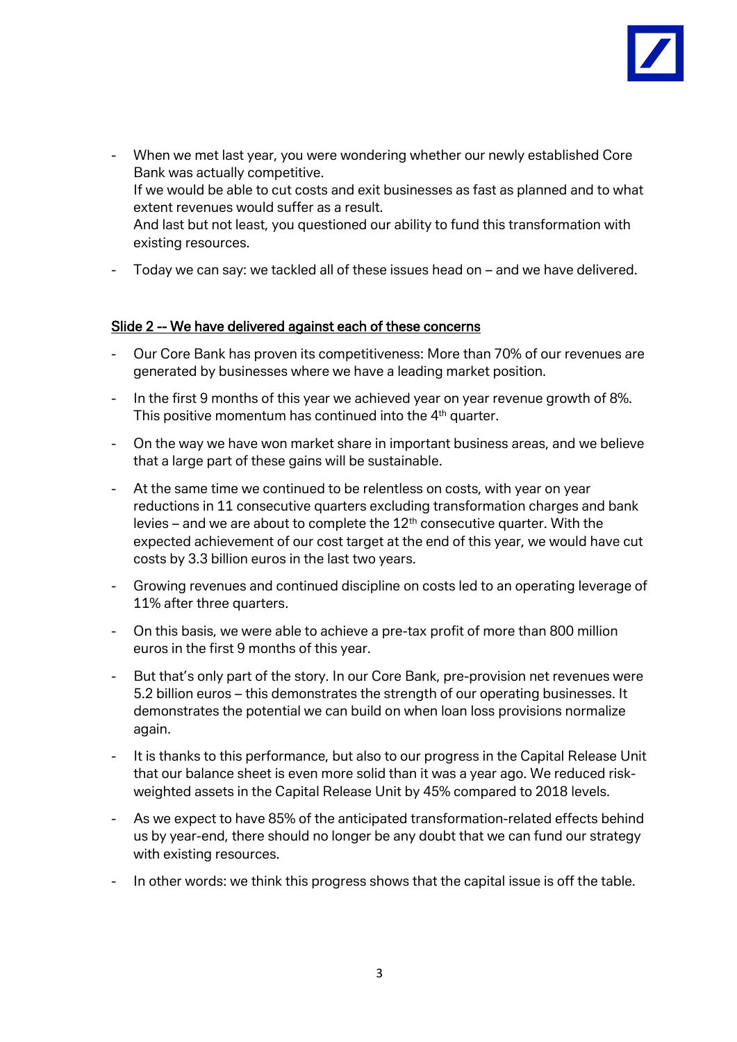- When we met last year, you were wondering whether our newly established Core Bank was actually competitive.
  If we would be able to cut costs and exit businesses as fast as planned and to what extent revenues would suffer as a result.
  And last but not least, you questioned our ability to fund this transformation with existing resources.
- Today we can say: we tackled all of these issues head on – and we have delivered.

<u>Slide 2 -- We have delivered against each of these concerns</u>

- Our Core Bank has proven its competitiveness: More than 70% of our revenues are generated by businesses where we have a leading market position.
- In the first 9 months of this year we achieved year on year revenue growth of 8%. This positive momentum has continued into the 4th quarter.
- On the way we have won market share in important business areas, and we believe that a large part of these gains will be sustainable.
- At the same time we continued to be relentless on costs, with year on year reductions in 11 consecutive quarters excluding transformation charges and bank levies – and we are about to complete the 12th consecutive quarter. With the expected achievement of our cost target at the end of this year, we would have cut costs by 3.3 billion euros in the last two years.
- Growing revenues and continued discipline on costs led to an operating leverage of 11% after three quarters.
- On this basis, we were able to achieve a pre-tax profit of more than 800 million euros in the first 9 months of this year.
- But that's only part of the story. In our Core Bank, pre-provision net revenues were 5.2 billion euros – this demonstrates the strength of our operating businesses. It demonstrates the potential we can build on when loan loss provisions normalize again.
- It is thanks to this performance, but also to our progress in the Capital Release Unit that our balance sheet is even more solid than it was a year ago. We reduced risk-weighted assets in the Capital Release Unit by 45% compared to 2018 levels.
- As we expect to have 85% of the anticipated transformation-related effects behind us by year-end, there should no longer be any doubt that we can fund our strategy with existing resources.
- In other words: we think this progress shows that the capital issue is off the table.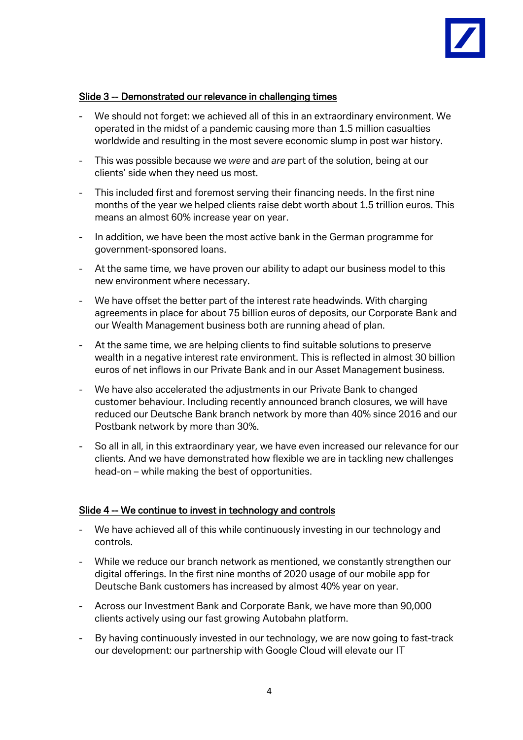Slide 3 -- Demonstrated our relevance in challenging times

- We should not forget: we achieved all of this in an extraordinary environment. We operated in the midst of a pandemic causing more than 1.5 million casualties worldwide and resulting in the most severe economic slump in post war history.
- This was possible because we *were* and *are* part of the solution, being at our clients' side when they need us most.
- This included first and foremost serving their financing needs. In the first nine months of the year we helped clients raise debt worth about 1.5 trillion euros. This means an almost 60% increase year on year.
- In addition, we have been the most active bank in the German programme for government-sponsored loans.
- At the same time, we have proven our ability to adapt our business model to this new environment where necessary.
- We have offset the better part of the interest rate headwinds. With charging agreements in place for about 75 billion euros of deposits, our Corporate Bank and our Wealth Management business both are running ahead of plan.
- At the same time, we are helping clients to find suitable solutions to preserve wealth in a negative interest rate environment. This is reflected in almost 30 billion euros of net inflows in our Private Bank and in our Asset Management business.
- We have also accelerated the adjustments in our Private Bank to changed customer behaviour. Including recently announced branch closures, we will have reduced our Deutsche Bank branch network by more than 40% since 2016 and our Postbank network by more than 30%.
- So all in all, in this extraordinary year, we have even increased our relevance for our clients. And we have demonstrated how flexible we are in tackling new challenges head-on – while making the best of opportunities.

Slide 4 -- We continue to invest in technology and controls

- We have achieved all of this while continuously investing in our technology and controls.
- While we reduce our branch network as mentioned, we constantly strengthen our digital offerings. In the first nine months of 2020 usage of our mobile app for Deutsche Bank customers has increased by almost 40% year on year.
- Across our Investment Bank and Corporate Bank, we have more than 90,000 clients actively using our fast growing Autobahn platform.
- By having continuously invested in our technology, we are now going to fast-track our development: our partnership with Google Cloud will elevate our IT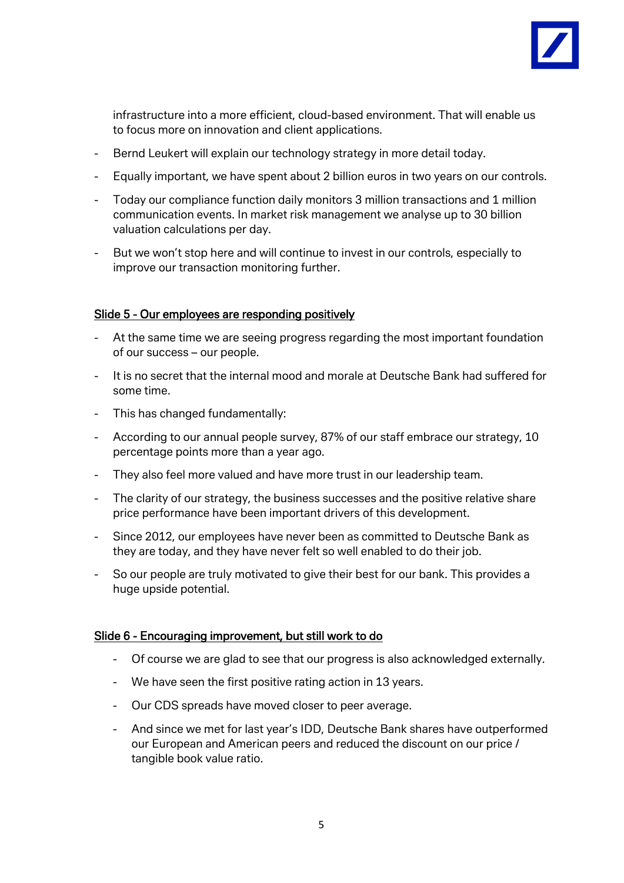infrastructure into a more efficient, cloud-based environment. That will enable us to focus more on innovation and client applications.

- Bernd Leukert will explain our technology strategy in more detail today.
- Equally important, we have spent about 2 billion euros in two years on our controls.
- Today our compliance function daily monitors 3 million transactions and 1 million communication events. In market risk management we analyse up to 30 billion valuation calculations per day.
- But we won't stop here and will continue to invest in our controls, especially to improve our transaction monitoring further.

<u>Slide 5 - Our employees are responding positively</u>

- At the same time we are seeing progress regarding the most important foundation of our success – our people.
- It is no secret that the internal mood and morale at Deutsche Bank had suffered for some time.
- This has changed fundamentally:
- According to our annual people survey, 87% of our staff embrace our strategy, 10 percentage points more than a year ago.
- They also feel more valued and have more trust in our leadership team.
- The clarity of our strategy, the business successes and the positive relative share price performance have been important drivers of this development.
- Since 2012, our employees have never been as committed to Deutsche Bank as they are today, and they have never felt so well enabled to do their job.
- So our people are truly motivated to give their best for our bank. This provides a huge upside potential.

<u>Slide 6 - Encouraging improvement, but still work to do</u>

- Of course we are glad to see that our progress is also acknowledged externally.
- We have seen the first positive rating action in 13 years.
- Our CDS spreads have moved closer to peer average.
- And since we met for last year's IDD, Deutsche Bank shares have outperformed our European and American peers and reduced the discount on our price / tangible book value ratio.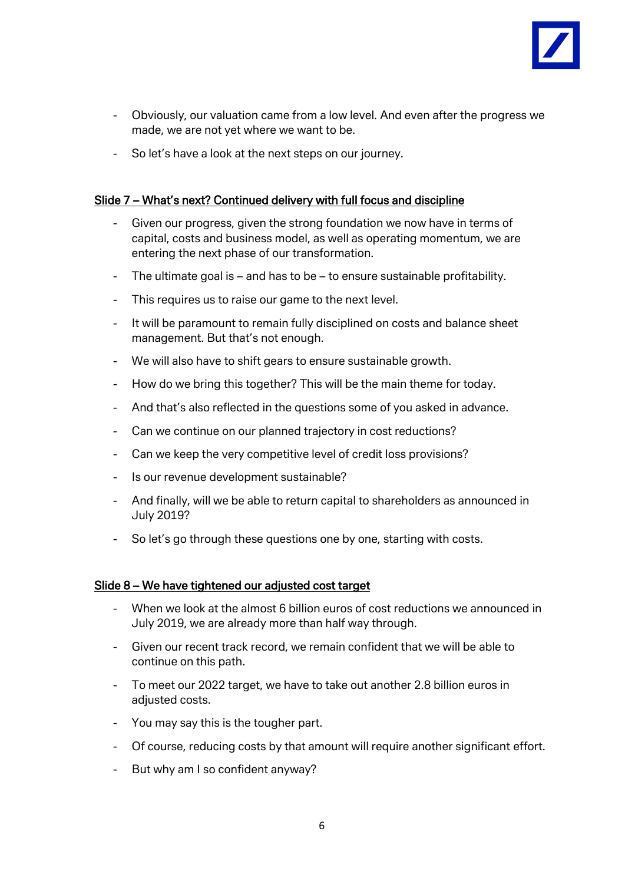- Obviously, our valuation came from a low level. And even after the progress we made, we are not yet where we want to be.
- So let's have a look at the next steps on our journey.

## Slide 7 – What's next? Continued delivery with full focus and discipline

- Given our progress, given the strong foundation we now have in terms of capital, costs and business model, as well as operating momentum, we are entering the next phase of our transformation.
- The ultimate goal is – and has to be – to ensure sustainable profitability.
- This requires us to raise our game to the next level.
- It will be paramount to remain fully disciplined on costs and balance sheet management. But that's not enough.
- We will also have to shift gears to ensure sustainable growth.
- How do we bring this together? This will be the main theme for today.
- And that's also reflected in the questions some of you asked in advance.
- Can we continue on our planned trajectory in cost reductions?
- Can we keep the very competitive level of credit loss provisions?
- Is our revenue development sustainable?
- And finally, will we be able to return capital to shareholders as announced in July 2019?
- So let's go through these questions one by one, starting with costs.

## Slide 8 – We have tightened our adjusted cost target

- When we look at the almost 6 billion euros of cost reductions we announced in July 2019, we are already more than half way through.
- Given our recent track record, we remain confident that we will be able to continue on this path.
- To meet our 2022 target, we have to take out another 2.8 billion euros in adjusted costs.
- You may say this is the tougher part.
- Of course, reducing costs by that amount will require another significant effort.
- But why am I so confident anyway?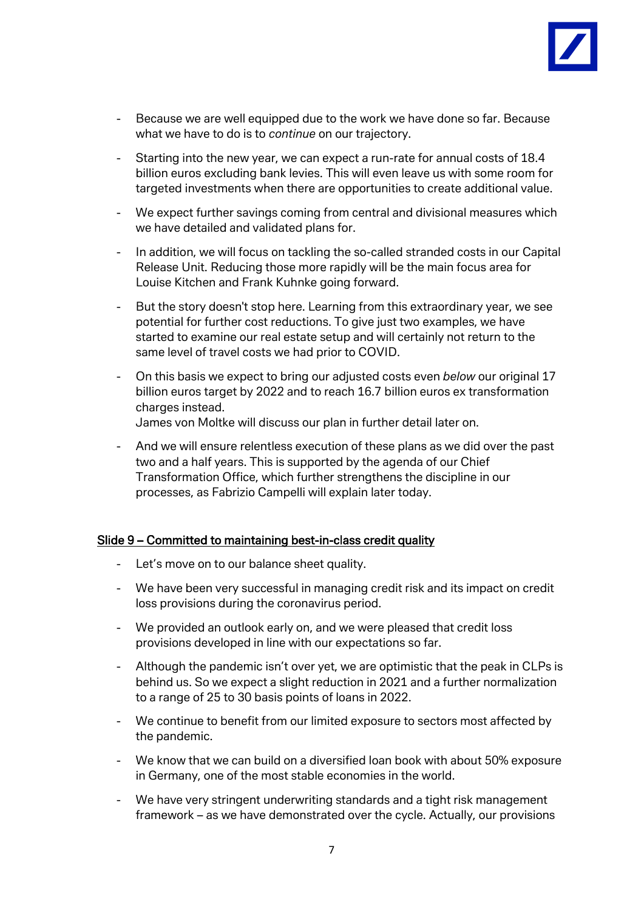- Because we are well equipped due to the work we have done so far. Because what we have to do is to *continue* on our trajectory.
- Starting into the new year, we can expect a run-rate for annual costs of 18.4 billion euros excluding bank levies. This will even leave us with some room for targeted investments when there are opportunities to create additional value.
- We expect further savings coming from central and divisional measures which we have detailed and validated plans for.
- In addition, we will focus on tackling the so-called stranded costs in our Capital Release Unit. Reducing those more rapidly will be the main focus area for Louise Kitchen and Frank Kuhnke going forward.
- But the story doesn't stop here. Learning from this extraordinary year, we see potential for further cost reductions. To give just two examples, we have started to examine our real estate setup and will certainly not return to the same level of travel costs we had prior to COVID.
- On this basis we expect to bring our adjusted costs even *below* our original 17 billion euros target by 2022 and to reach 16.7 billion euros ex transformation charges instead.
  James von Moltke will discuss our plan in further detail later on.
- And we will ensure relentless execution of these plans as we did over the past two and a half years. This is supported by the agenda of our Chief Transformation Office, which further strengthens the discipline in our processes, as Fabrizio Campelli will explain later today.

## Slide 9 – Committed to maintaining best-in-class credit quality

- Let's move on to our balance sheet quality.
- We have been very successful in managing credit risk and its impact on credit loss provisions during the coronavirus period.
- We provided an outlook early on, and we were pleased that credit loss provisions developed in line with our expectations so far.
- Although the pandemic isn't over yet, we are optimistic that the peak in CLPs is behind us. So we expect a slight reduction in 2021 and a further normalization to a range of 25 to 30 basis points of loans in 2022.
- We continue to benefit from our limited exposure to sectors most affected by the pandemic.
- We know that we can build on a diversified loan book with about 50% exposure in Germany, one of the most stable economies in the world.
- We have very stringent underwriting standards and a tight risk management framework – as we have demonstrated over the cycle. Actually, our provisions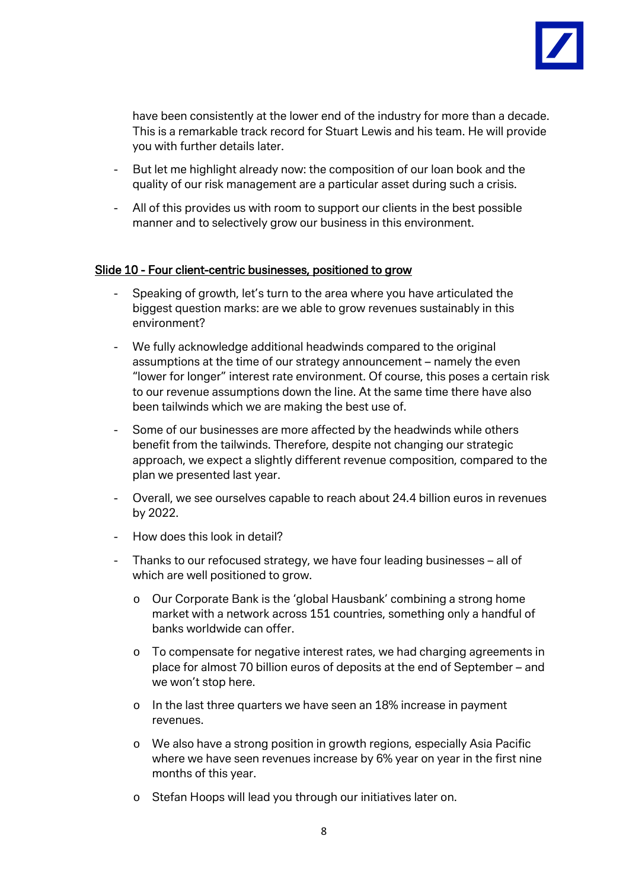have been consistently at the lower end of the industry for more than a decade. This is a remarkable track record for Stuart Lewis and his team. He will provide you with further details later.

- But let me highlight already now: the composition of our loan book and the quality of our risk management are a particular asset during such a crisis.
- All of this provides us with room to support our clients in the best possible manner and to selectively grow our business in this environment.

<u>Slide 10 - Four client-centric businesses, positioned to grow</u>

- Speaking of growth, let's turn to the area where you have articulated the biggest question marks: are we able to grow revenues sustainably in this environment?
- We fully acknowledge additional headwinds compared to the original assumptions at the time of our strategy announcement – namely the even "lower for longer" interest rate environment. Of course, this poses a certain risk to our revenue assumptions down the line. At the same time there have also been tailwinds which we are making the best use of.
- Some of our businesses are more affected by the headwinds while others benefit from the tailwinds. Therefore, despite not changing our strategic approach, we expect a slightly different revenue composition, compared to the plan we presented last year.
- Overall, we see ourselves capable to reach about 24.4 billion euros in revenues by 2022.
- How does this look in detail?
- Thanks to our refocused strategy, we have four leading businesses – all of which are well positioned to grow.
  - Our Corporate Bank is the 'global Hausbank' combining a strong home market with a network across 151 countries, something only a handful of banks worldwide can offer.
  - To compensate for negative interest rates, we had charging agreements in place for almost 70 billion euros of deposits at the end of September – and we won't stop here.
  - In the last three quarters we have seen an 18% increase in payment revenues.
  - We also have a strong position in growth regions, especially Asia Pacific where we have seen revenues increase by 6% year on year in the first nine months of this year.
  - Stefan Hoops will lead you through our initiatives later on.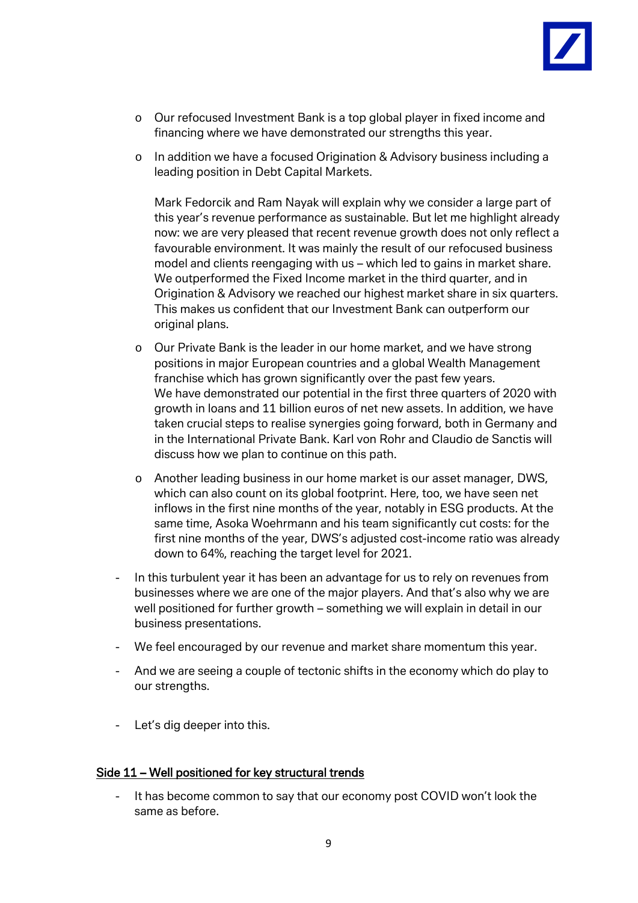- Our refocused Investment Bank is a top global player in fixed income and financing where we have demonstrated our strengths this year.
- In addition we have a focused Origination & Advisory business including a leading position in Debt Capital Markets.

  Mark Fedorcik and Ram Nayak will explain why we consider a large part of this year's revenue performance as sustainable. But let me highlight already now: we are very pleased that recent revenue growth does not only reflect a favourable environment. It was mainly the result of our refocused business model and clients reengaging with us – which led to gains in market share. We outperformed the Fixed Income market in the third quarter, and in Origination & Advisory we reached our highest market share in six quarters. This makes us confident that our Investment Bank can outperform our original plans.
- Our Private Bank is the leader in our home market, and we have strong positions in major European countries and a global Wealth Management franchise which has grown significantly over the past few years.
  We have demonstrated our potential in the first three quarters of 2020 with growth in loans and 11 billion euros of net new assets. In addition, we have taken crucial steps to realise synergies going forward, both in Germany and in the International Private Bank. Karl von Rohr and Claudio de Sanctis will discuss how we plan to continue on this path.
- Another leading business in our home market is our asset manager, DWS, which can also count on its global footprint. Here, too, we have seen net inflows in the first nine months of the year, notably in ESG products. At the same time, Asoka Woehrmann and his team significantly cut costs: for the first nine months of the year, DWS's adjusted cost-income ratio was already down to 64%, reaching the target level for 2021.

- In this turbulent year it has been an advantage for us to rely on revenues from businesses where we are one of the major players. And that's also why we are well positioned for further growth – something we will explain in detail in our business presentations.
- We feel encouraged by our revenue and market share momentum this year.
- And we are seeing a couple of tectonic shifts in the economy which do play to our strengths.
- Let's dig deeper into this.

## Side 11 – Well positioned for key structural trends

- It has become common to say that our economy post COVID won't look the same as before.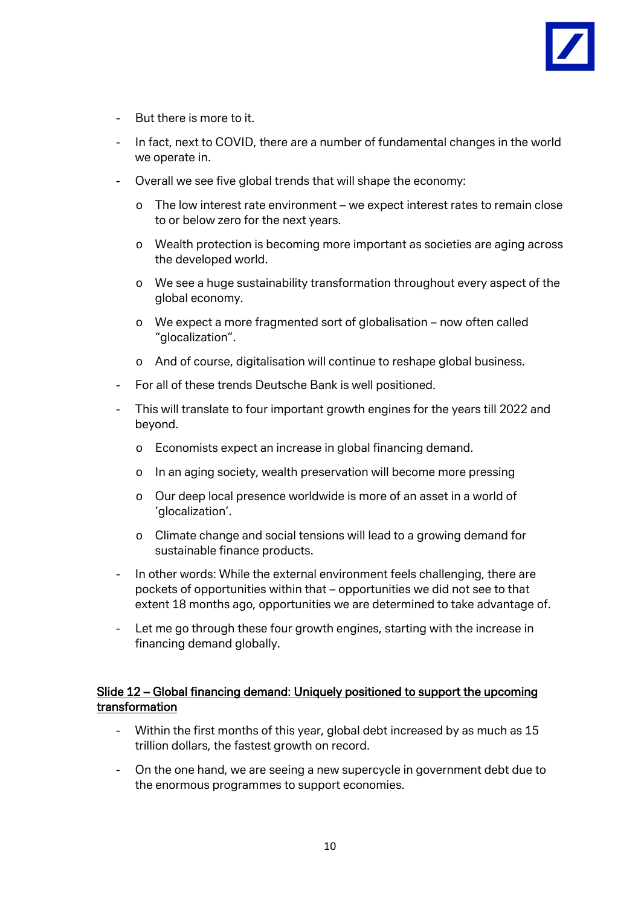- But there is more to it.
- In fact, next to COVID, there are a number of fundamental changes in the world we operate in.
- Overall we see five global trends that will shape the economy:
  - The low interest rate environment – we expect interest rates to remain close to or below zero for the next years.
  - Wealth protection is becoming more important as societies are aging across the developed world.
  - We see a huge sustainability transformation throughout every aspect of the global economy.
  - We expect a more fragmented sort of globalisation – now often called "glocalization".
  - And of course, digitalisation will continue to reshape global business.
- For all of these trends Deutsche Bank is well positioned.
- This will translate to four important growth engines for the years till 2022 and beyond.
  - Economists expect an increase in global financing demand.
  - In an aging society, wealth preservation will become more pressing
  - Our deep local presence worldwide is more of an asset in a world of 'glocalization'.
  - Climate change and social tensions will lead to a growing demand for sustainable finance products.
- In other words: While the external environment feels challenging, there are pockets of opportunities within that – opportunities we did not see to that extent 18 months ago, opportunities we are determined to take advantage of.
- Let me go through these four growth engines, starting with the increase in financing demand globally.

<u>Slide 12 – Global financing demand: Uniquely positioned to support the upcoming transformation</u>

- Within the first months of this year, global debt increased by as much as 15 trillion dollars, the fastest growth on record.
- On the one hand, we are seeing a new supercycle in government debt due to the enormous programmes to support economies.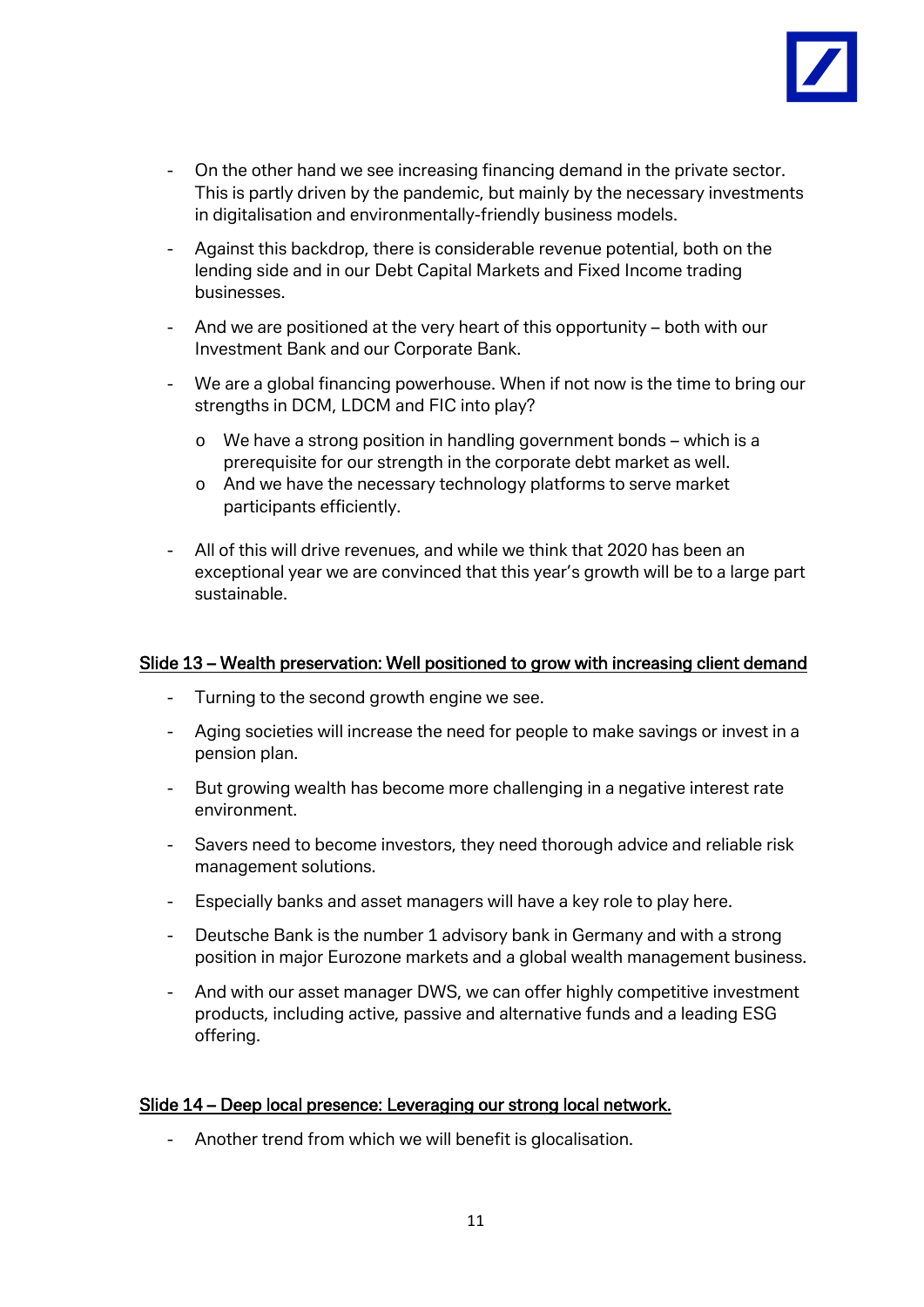- On the other hand we see increasing financing demand in the private sector. This is partly driven by the pandemic, but mainly by the necessary investments in digitalisation and environmentally-friendly business models.

- Against this backdrop, there is considerable revenue potential, both on the lending side and in our Debt Capital Markets and Fixed Income trading businesses.

- And we are positioned at the very heart of this opportunity – both with our Investment Bank and our Corporate Bank.

- We are a global financing powerhouse. When if not now is the time to bring our strengths in DCM, LDCM and FIC into play?
    - We have a strong position in handling government bonds – which is a prerequisite for our strength in the corporate debt market as well.
    - And we have the necessary technology platforms to serve market participants efficiently.

- All of this will drive revenues, and while we think that 2020 has been an exceptional year we are convinced that this year's growth will be to a large part sustainable.

<u>Slide 13 – Wealth preservation: Well positioned to grow with increasing client demand</u>

- Turning to the second growth engine we see.

- Aging societies will increase the need for people to make savings or invest in a pension plan.

- But growing wealth has become more challenging in a negative interest rate environment.

- Savers need to become investors, they need thorough advice and reliable risk management solutions.

- Especially banks and asset managers will have a key role to play here.

- Deutsche Bank is the number 1 advisory bank in Germany and with a strong position in major Eurozone markets and a global wealth management business.

- And with our asset manager DWS, we can offer highly competitive investment products, including active, passive and alternative funds and a leading ESG offering.

<u>Slide 14 – Deep local presence: Leveraging our strong local network.</u>

- Another trend from which we will benefit is glocalisation.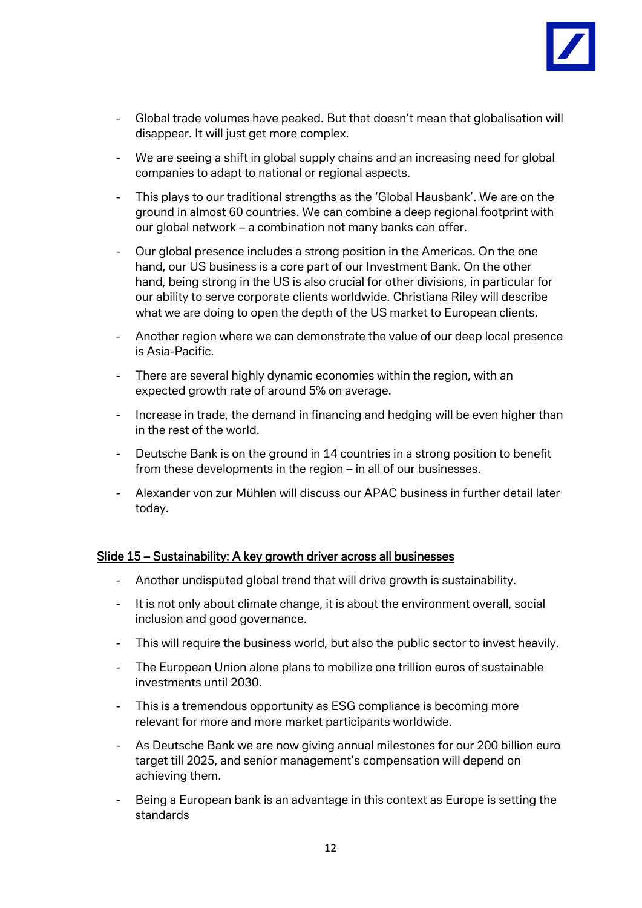- Global trade volumes have peaked. But that doesn't mean that globalisation will disappear. It will just get more complex.
- We are seeing a shift in global supply chains and an increasing need for global companies to adapt to national or regional aspects.
- This plays to our traditional strengths as the 'Global Hausbank'. We are on the ground in almost 60 countries. We can combine a deep regional footprint with our global network – a combination not many banks can offer.
- Our global presence includes a strong position in the Americas. On the one hand, our US business is a core part of our Investment Bank. On the other hand, being strong in the US is also crucial for other divisions, in particular for our ability to serve corporate clients worldwide. Christiana Riley will describe what we are doing to open the depth of the US market to European clients.
- Another region where we can demonstrate the value of our deep local presence is Asia-Pacific.
- There are several highly dynamic economies within the region, with an expected growth rate of around 5% on average.
- Increase in trade, the demand in financing and hedging will be even higher than in the rest of the world.
- Deutsche Bank is on the ground in 14 countries in a strong position to benefit from these developments in the region – in all of our businesses.
- Alexander von zur Mühlen will discuss our APAC business in further detail later today.

<u>Slide 15 – Sustainability: A key growth driver across all businesses</u>

- Another undisputed global trend that will drive growth is sustainability.
- It is not only about climate change, it is about the environment overall, social inclusion and good governance.
- This will require the business world, but also the public sector to invest heavily.
- The European Union alone plans to mobilize one trillion euros of sustainable investments until 2030.
- This is a tremendous opportunity as ESG compliance is becoming more relevant for more and more market participants worldwide.
- As Deutsche Bank we are now giving annual milestones for our 200 billion euro target till 2025, and senior management's compensation will depend on achieving them.
- Being a European bank is an advantage in this context as Europe is setting the standards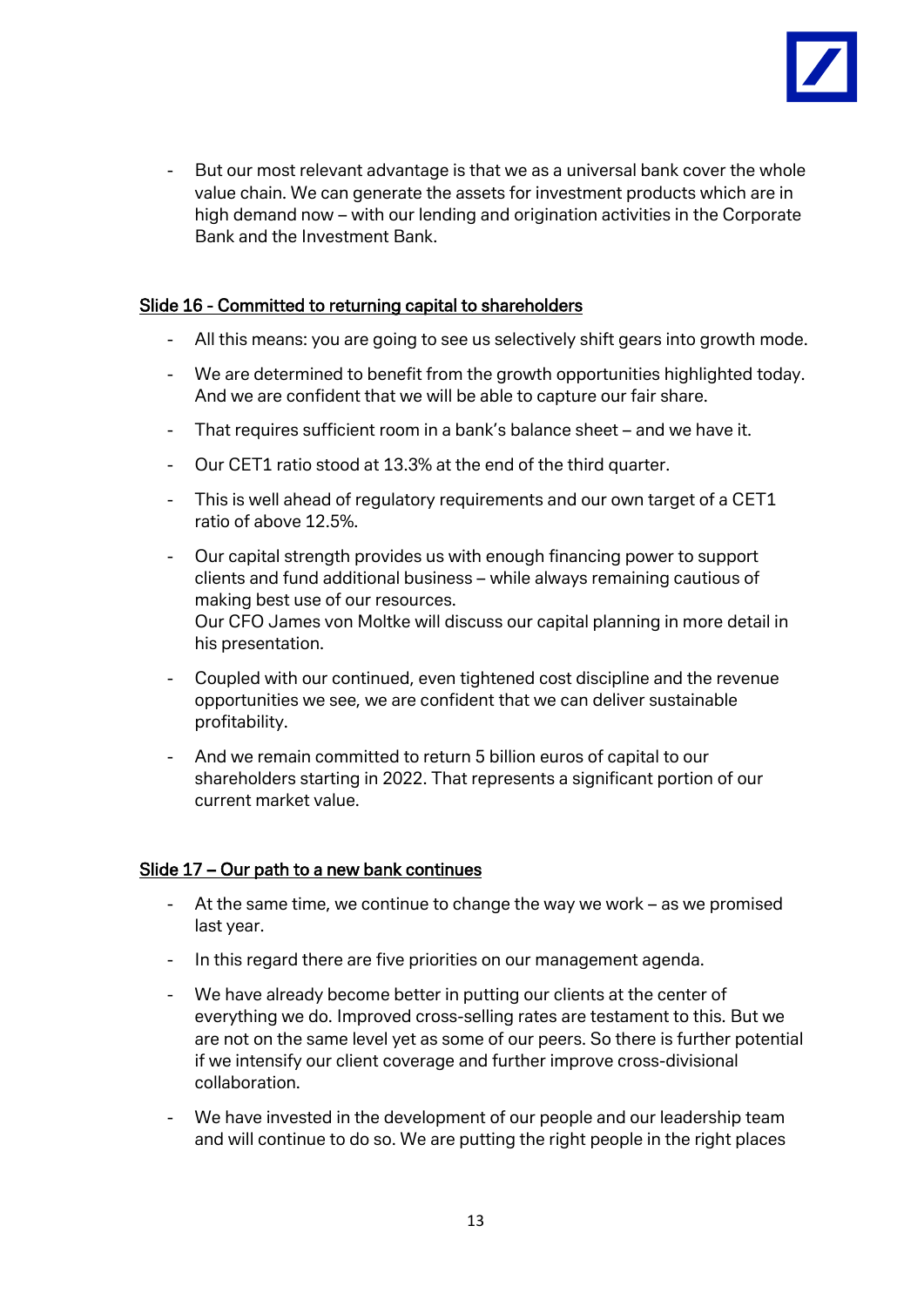- But our most relevant advantage is that we as a universal bank cover the whole value chain. We can generate the assets for investment products which are in high demand now – with our lending and origination activities in the Corporate Bank and the Investment Bank.

## Slide 16 - Committed to returning capital to shareholders

- All this means: you are going to see us selectively shift gears into growth mode.
- We are determined to benefit from the growth opportunities highlighted today. And we are confident that we will be able to capture our fair share.
- That requires sufficient room in a bank's balance sheet – and we have it.
- Our CET1 ratio stood at 13.3% at the end of the third quarter.
- This is well ahead of regulatory requirements and our own target of a CET1 ratio of above 12.5%.
- Our capital strength provides us with enough financing power to support clients and fund additional business – while always remaining cautious of making best use of our resources.
  Our CFO James von Moltke will discuss our capital planning in more detail in his presentation.
- Coupled with our continued, even tightened cost discipline and the revenue opportunities we see, we are confident that we can deliver sustainable profitability.
- And we remain committed to return 5 billion euros of capital to our shareholders starting in 2022. That represents a significant portion of our current market value.

## Slide 17 – Our path to a new bank continues

- At the same time, we continue to change the way we work – as we promised last year.
- In this regard there are five priorities on our management agenda.
- We have already become better in putting our clients at the center of everything we do. Improved cross-selling rates are testament to this. But we are not on the same level yet as some of our peers. So there is further potential if we intensify our client coverage and further improve cross-divisional collaboration.
- We have invested in the development of our people and our leadership team and will continue to do so. We are putting the right people in the right places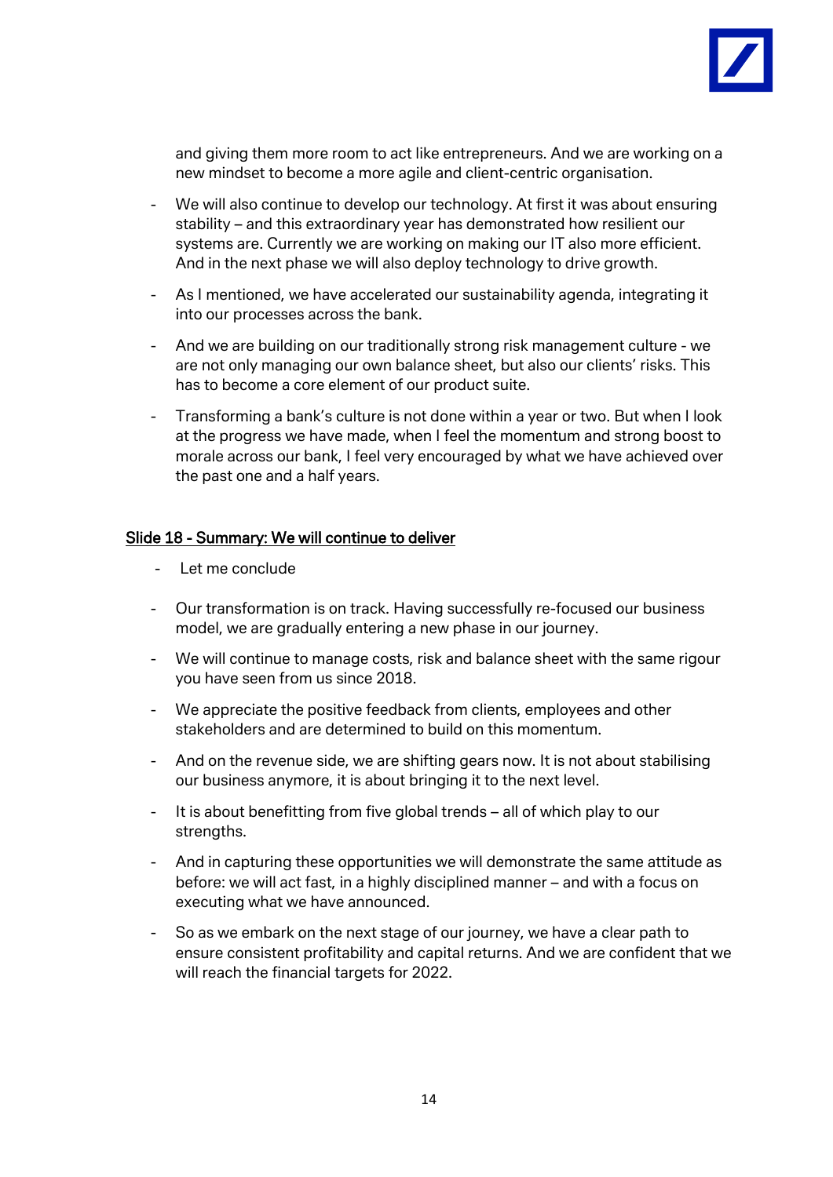and giving them more room to act like entrepreneurs. And we are working on a new mindset to become a more agile and client-centric organisation.

- We will also continue to develop our technology. At first it was about ensuring stability – and this extraordinary year has demonstrated how resilient our systems are. Currently we are working on making our IT also more efficient. And in the next phase we will also deploy technology to drive growth.
- As I mentioned, we have accelerated our sustainability agenda, integrating it into our processes across the bank.
- And we are building on our traditionally strong risk management culture - we are not only managing our own balance sheet, but also our clients' risks. This has to become a core element of our product suite.
- Transforming a bank's culture is not done within a year or two. But when I look at the progress we have made, when I feel the momentum and strong boost to morale across our bank, I feel very encouraged by what we have achieved over the past one and a half years.

<u>Slide 18 - Summary: We will continue to deliver</u>

- Let me conclude
- Our transformation is on track. Having successfully re-focused our business model, we are gradually entering a new phase in our journey.
- We will continue to manage costs, risk and balance sheet with the same rigour you have seen from us since 2018.
- We appreciate the positive feedback from clients, employees and other stakeholders and are determined to build on this momentum.
- And on the revenue side, we are shifting gears now. It is not about stabilising our business anymore, it is about bringing it to the next level.
- It is about benefitting from five global trends – all of which play to our strengths.
- And in capturing these opportunities we will demonstrate the same attitude as before: we will act fast, in a highly disciplined manner – and with a focus on executing what we have announced.
- So as we embark on the next stage of our journey, we have a clear path to ensure consistent profitability and capital returns. And we are confident that we will reach the financial targets for 2022.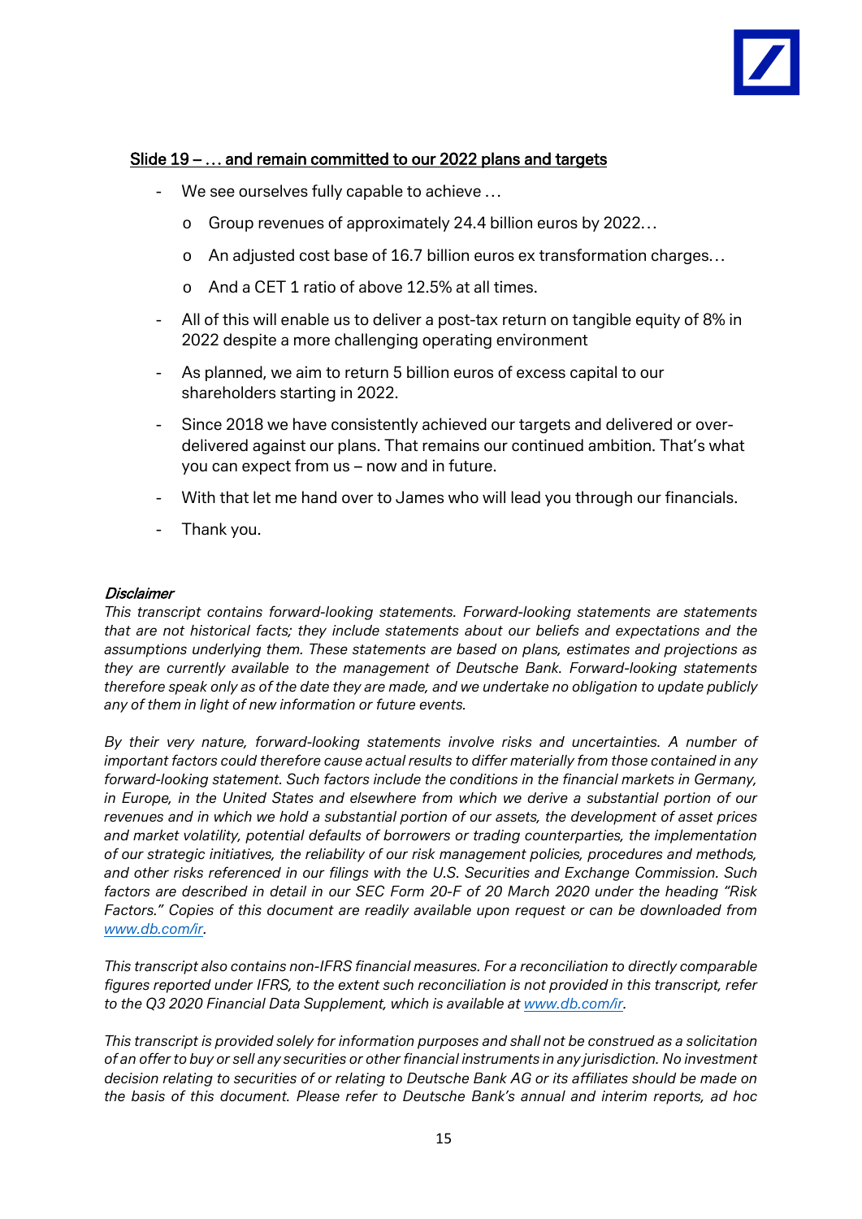## Slide 19 – … and remain committed to our 2022 plans and targets

- We see ourselves fully capable to achieve …
  - Group revenues of approximately 24.4 billion euros by 2022…
  - An adjusted cost base of 16.7 billion euros ex transformation charges…
  - And a CET 1 ratio of above 12.5% at all times.
- All of this will enable us to deliver a post-tax return on tangible equity of 8% in 2022 despite a more challenging operating environment
- As planned, we aim to return 5 billion euros of excess capital to our shareholders starting in 2022.
- Since 2018 we have consistently achieved our targets and delivered or over-delivered against our plans. That remains our continued ambition. That's what you can expect from us – now and in future.
- With that let me hand over to James who will lead you through our financials.
- Thank you.

*Disclaimer*

*This transcript contains forward-looking statements. Forward-looking statements are statements that are not historical facts; they include statements about our beliefs and expectations and the assumptions underlying them. These statements are based on plans, estimates and projections as they are currently available to the management of Deutsche Bank. Forward-looking statements therefore speak only as of the date they are made, and we undertake no obligation to update publicly any of them in light of new information or future events.*

*By their very nature, forward-looking statements involve risks and uncertainties. A number of important factors could therefore cause actual results to differ materially from those contained in any forward-looking statement. Such factors include the conditions in the financial markets in Germany, in Europe, in the United States and elsewhere from which we derive a substantial portion of our revenues and in which we hold a substantial portion of our assets, the development of asset prices and market volatility, potential defaults of borrowers or trading counterparties, the implementation of our strategic initiatives, the reliability of our risk management policies, procedures and methods, and other risks referenced in our filings with the U.S. Securities and Exchange Commission. Such factors are described in detail in our SEC Form 20-F of 20 March 2020 under the heading "Risk Factors." Copies of this document are readily available upon request or can be downloaded from [www.db.com/ir](www.db.com/ir).*

*This transcript also contains non-IFRS financial measures. For a reconciliation to directly comparable figures reported under IFRS, to the extent such reconciliation is not provided in this transcript, refer to the Q3 2020 Financial Data Supplement, which is available at [www.db.com/ir](www.db.com/ir).*

*This transcript is provided solely for information purposes and shall not be construed as a solicitation of an offer to buy or sell any securities or other financial instruments in any jurisdiction. No investment decision relating to securities of or relating to Deutsche Bank AG or its affiliates should be made on the basis of this document. Please refer to Deutsche Bank's annual and interim reports, ad hoc*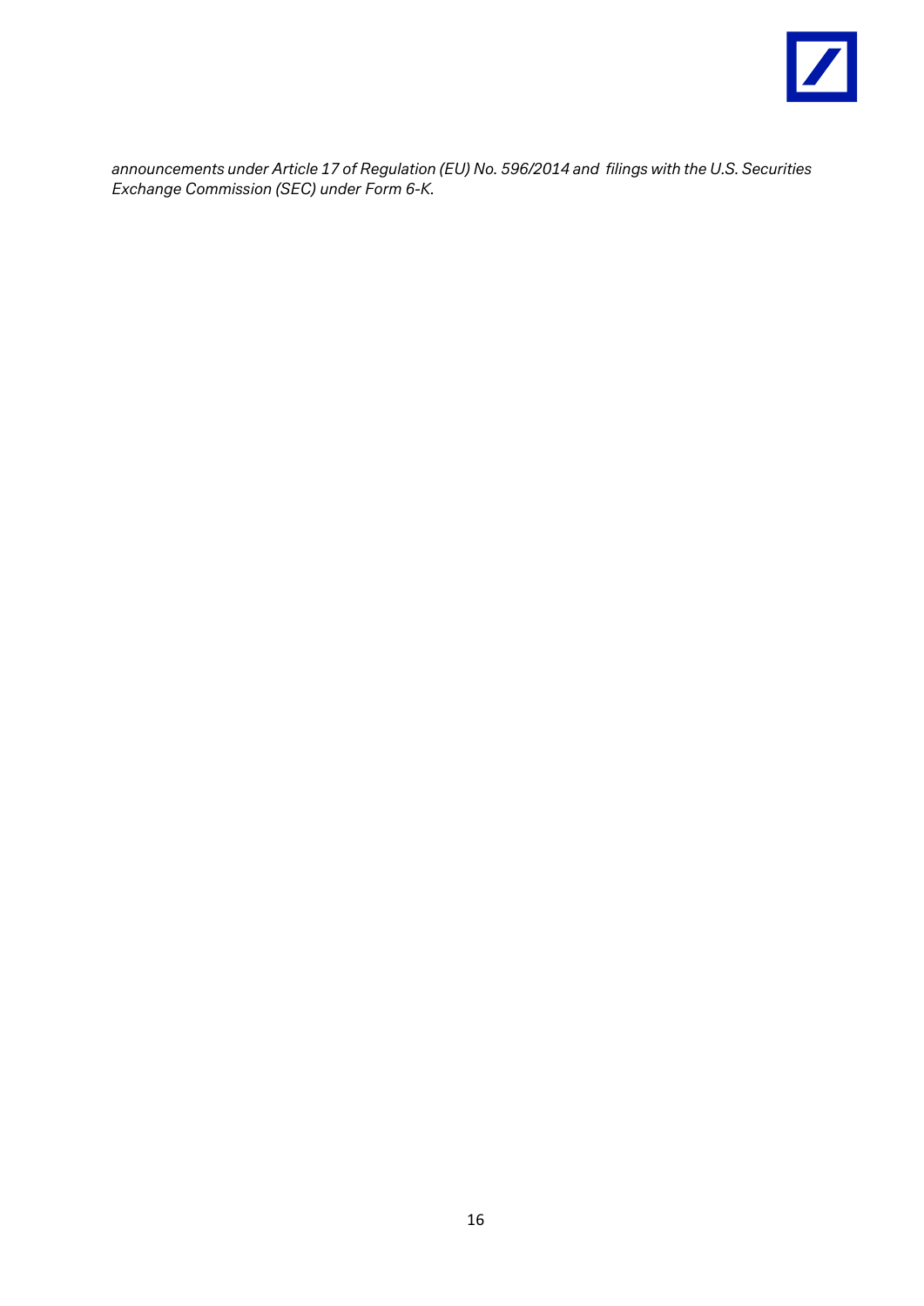*announcements under Article 17 of Regulation (EU) No. 596/2014 and filings with the U.S. Securities Exchange Commission (SEC) under Form 6-K.*